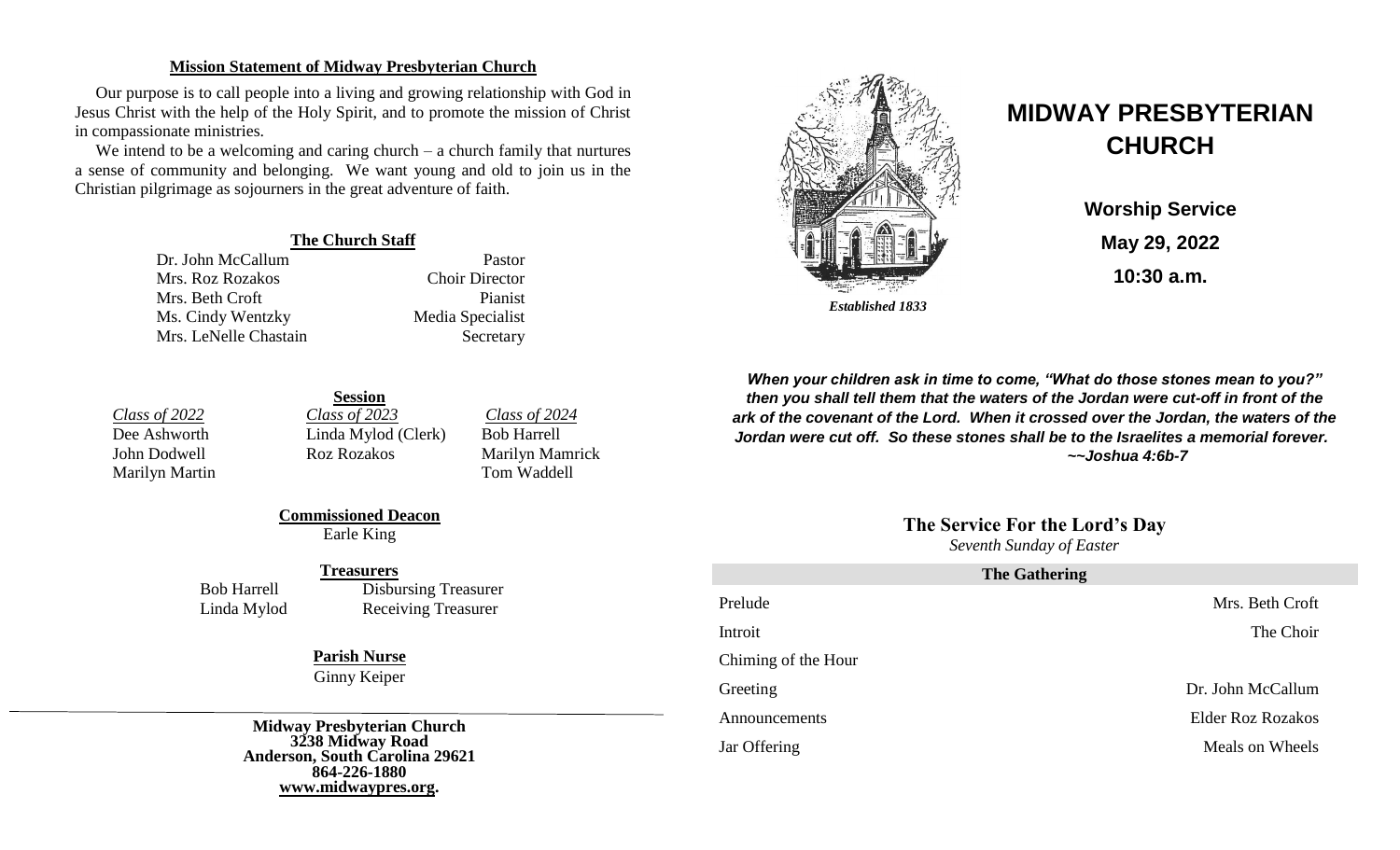## Mission Statement of Midway Presbyterian Church

Our purpose is to call people into a living and growing relationship with God in Jesus Christ with the help of the Holy Spirit, and to promote the mission of Christ in compassionate ministries.

We intend to be a welcoming and caring church – a church family that nurtures a sense of community and belonging. We want young and old to join us in the Christian pilgrimage as sojourners in the great adventure of faith.

### The Church Staff

| | |
|---|---|
| Dr. John McCallum | Pastor |
| Mrs. Roz Rozakos | Choir Director |
| Mrs. Beth Croft | Pianist |
| Ms. Cindy Wentzky | Media Specialist |
| Mrs. LeNelle Chastain | Secretary |

### Session

| *Class of 2022* | *Class of 2023* | *Class of 2024* |
|---|---|---|
| Dee Ashworth | Linda Mylod (Clerk) | Bob Harrell |
| John Dodwell | Roz Rozakos | Marilyn Mamrick |
| Marilyn Martin | | Tom Waddell |

### Commissioned Deacon

Earle King

### Treasurers

| | |
|---|---|
| Bob Harrell | Disbursing Treasurer |
| Linda Mylod | Receiving Treasurer |

### Parish Nurse

Ginny Keiper

---

**Midway Presbyterian Church**
**3238 Midway Road**
**Anderson, South Carolina 29621**
**864-226-1880**
**www.midwaypres.org.**

*Established 1833*

# MIDWAY PRESBYTERIAN CHURCH

**Worship Service**

**May 29, 2022**

**10:30 a.m.**

***When your children ask in time to come, "What do those stones mean to you?" then you shall tell them that the waters of the Jordan were cut-off in front of the ark of the covenant of the Lord. When it crossed over the Jordan, the waters of the Jordan were cut off. So these stones shall be to the Israelites a memorial forever.***
***~~Joshua 4:6b-7***

## The Service For the Lord's Day

*Seventh Sunday of Easter*

### The Gathering

| | |
|---|---|
| Prelude | Mrs. Beth Croft |
| Introit | The Choir |
| Chiming of the Hour | |
| Greeting | Dr. John McCallum |
| Announcements | Elder Roz Rozakos |
| Jar Offering | Meals on Wheels |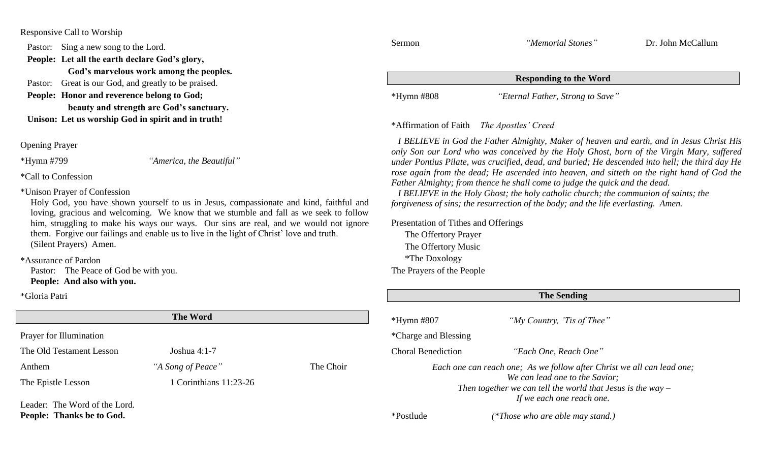Responsive Call to Worship

Pastor: Sing a new song to the Lord.
**People: Let all the earth declare God's glory,**
**God's marvelous work among the peoples.**
Pastor: Great is our God, and greatly to be praised.
**People: Honor and reverence belong to God;**
**beauty and strength are God's sanctuary.**
**Unison: Let us worship God in spirit and in truth!**

Opening Prayer

*Hymn #799 *"America, the Beautiful"*

*Call to Confession

*Unison Prayer of Confession
Holy God, you have shown yourself to us in Jesus, compassionate and kind, faithful and loving, gracious and welcoming. We know that we stumble and fall as we seek to follow him, struggling to make his ways our ways. Our sins are real, and we would not ignore them. Forgive our failings and enable us to live in the light of Christ' love and truth.
(Silent Prayers) Amen.

*Assurance of Pardon
Pastor: The Peace of God be with you.
**People: And also with you.**

*Gloria Patri

## The Word

Prayer for Illumination

The Old Testament Lesson Joshua 4:1-7

Anthem *"A Song of Peace"* The Choir

The Epistle Lesson 1 Corinthians 11:23-26

Leader: The Word of the Lord.
**People: Thanks be to God.**

Sermon *"Memorial Stones"* Dr. John McCallum

## Responding to the Word

*Hymn #808 *"Eternal Father, Strong to Save"*

*Affirmation of Faith *The Apostles' Creed*

*I BELIEVE in God the Father Almighty, Maker of heaven and earth, and in Jesus Christ His only Son our Lord who was conceived by the Holy Ghost, born of the Virgin Mary, suffered under Pontius Pilate, was crucified, dead, and buried; He descended into hell; the third day He rose again from the dead; He ascended into heaven, and sitteth on the right hand of God the Father Almighty; from thence he shall come to judge the quick and the dead.*
*I BELIEVE in the Holy Ghost; the holy catholic church; the communion of saints; the forgiveness of sins; the resurrection of the body; and the life everlasting. Amen.*

Presentation of Tithes and Offerings
The Offertory Prayer
The Offertory Music
*The Doxology
The Prayers of the People

## The Sending

*Hymn #807 *"My Country, 'Tis of Thee"*

*Charge and Blessing

Choral Benediction *"Each One, Reach One"*

*Each one can reach one; As we follow after Christ we all can lead one;*
*We can lead one to the Savior;*
*Then together we can tell the world that Jesus is the way –*
*If we each one reach one.*

*Postlude *(*Those who are able may stand.)*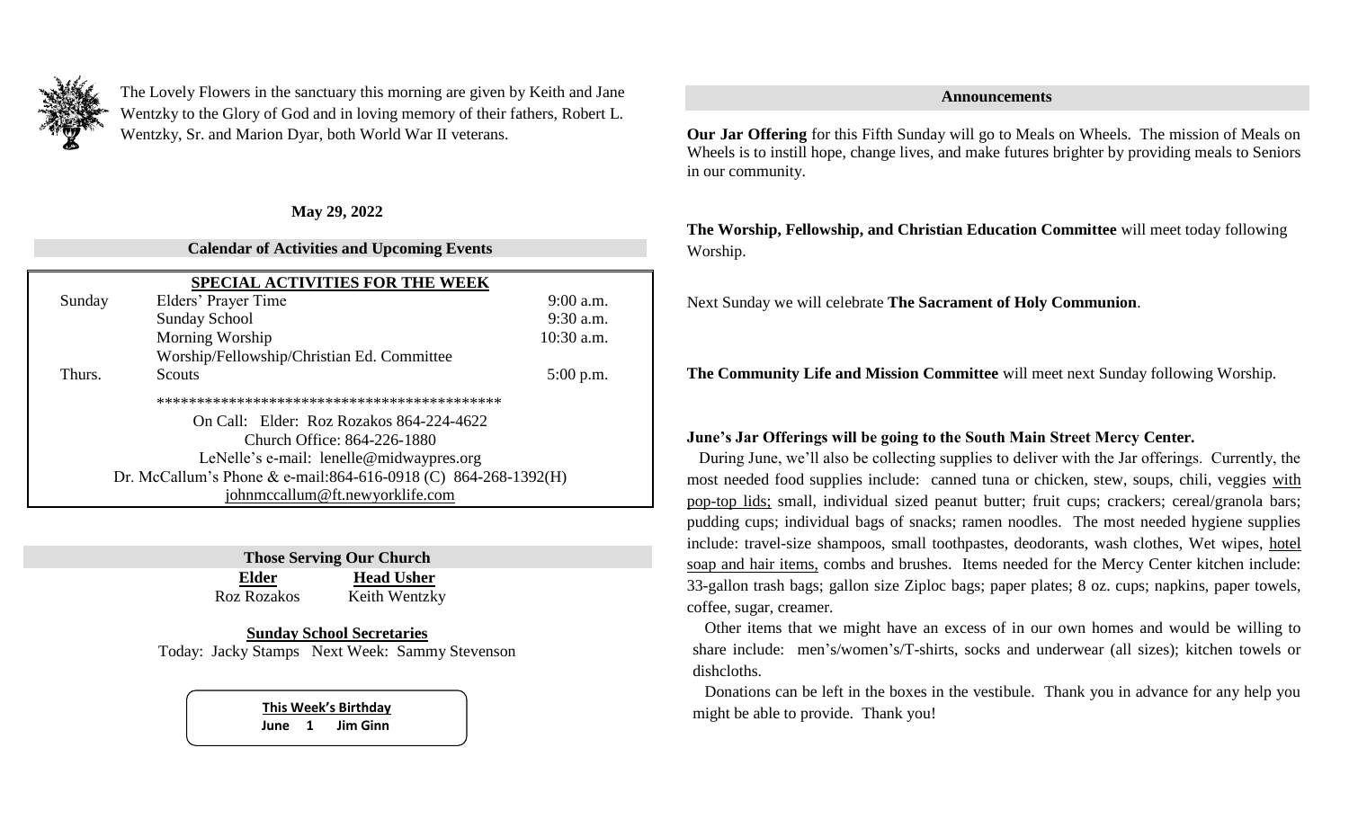The Lovely Flowers in the sanctuary this morning are given by Keith and Jane Wentzky to the Glory of God and in loving memory of their fathers, Robert L. Wentzky, Sr. and Marion Dyar, both World War II veterans.

**May 29, 2022**

## Calendar of Activities and Upcoming Events

**SPECIAL ACTIVITIES FOR THE WEEK**

| | | |
|---|---|---|
| Sunday | Elders' Prayer Time | 9:00 a.m. |
| | Sunday School | 9:30 a.m. |
| | Morning Worship | 10:30 a.m. |
| | Worship/Fellowship/Christian Ed. Committee | |
| Thurs. | Scouts | 5:00 p.m. |

*********************************************

On Call: Elder: Roz Rozakos 864-224-4622
Church Office: 864-226-1880
LeNelle's e-mail: lenelle@midwaypres.org
Dr. McCallum's Phone & e-mail:864-616-0918 (C) 864-268-1392(H)
johnmccallum@ft.newyorklife.com

## Those Serving Our Church

| Elder | Head Usher |
|---|---|
| Roz Rozakos | Keith Wentzky |

**Sunday School Secretaries**

Today: Jacky Stamps Next Week: Sammy Stevenson

**This Week's Birthday**
**June 1 Jim Ginn**

## Announcements

**Our Jar Offering** for this Fifth Sunday will go to Meals on Wheels. The mission of Meals on Wheels is to instill hope, change lives, and make futures brighter by providing meals to Seniors in our community.

**The Worship, Fellowship, and Christian Education Committee** will meet today following Worship.

Next Sunday we will celebrate **The Sacrament of Holy Communion**.

**The Community Life and Mission Committee** will meet next Sunday following Worship.

**June's Jar Offerings will be going to the South Main Street Mercy Center.**

During June, we'll also be collecting supplies to deliver with the Jar offerings. Currently, the most needed food supplies include: canned tuna or chicken, stew, soups, chili, veggies with pop-top lids; small, individual sized peanut butter; fruit cups; crackers; cereal/granola bars; pudding cups; individual bags of snacks; ramen noodles. The most needed hygiene supplies include: travel-size shampoos, small toothpastes, deodorants, wash clothes, Wet wipes, hotel soap and hair items, combs and brushes. Items needed for the Mercy Center kitchen include: 33-gallon trash bags; gallon size Ziploc bags; paper plates; 8 oz. cups; napkins, paper towels, coffee, sugar, creamer.

Other items that we might have an excess of in our own homes and would be willing to share include: men's/women's/T-shirts, socks and underwear (all sizes); kitchen towels or dishcloths.

Donations can be left in the boxes in the vestibule. Thank you in advance for any help you might be able to provide. Thank you!